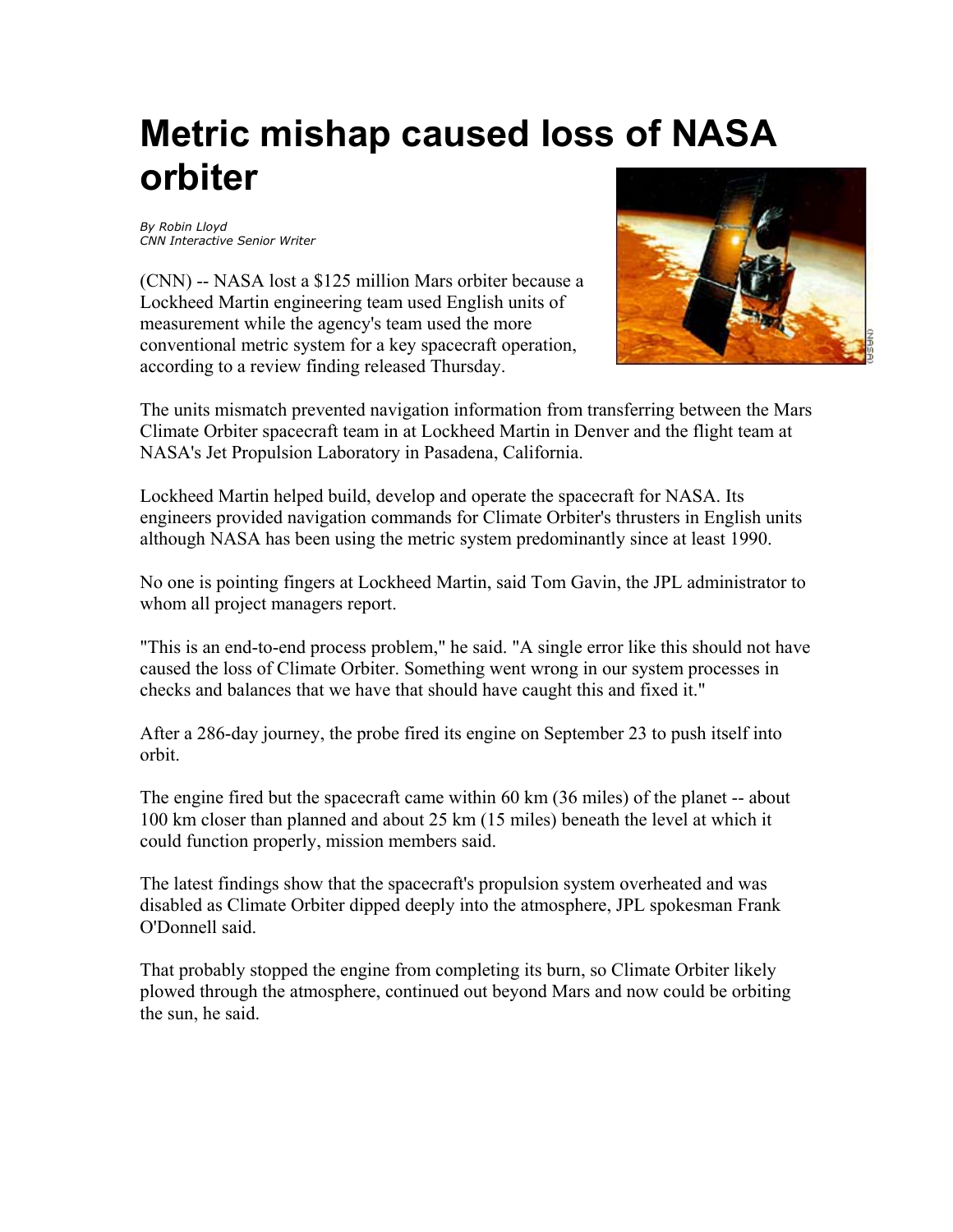# Metric mishap caused loss of NASA orbiter

*By Robin Lloyd*
*CNN Interactive Senior Writer*

(CNN) -- NASA lost a $125 million Mars orbiter because a Lockheed Martin engineering team used English units of measurement while the agency's team used the more conventional metric system for a key spacecraft operation, according to a review finding released Thursday.

The units mismatch prevented navigation information from transferring between the Mars Climate Orbiter spacecraft team in at Lockheed Martin in Denver and the flight team at NASA's Jet Propulsion Laboratory in Pasadena, California.

Lockheed Martin helped build, develop and operate the spacecraft for NASA. Its engineers provided navigation commands for Climate Orbiter's thrusters in English units although NASA has been using the metric system predominantly since at least 1990.

No one is pointing fingers at Lockheed Martin, said Tom Gavin, the JPL administrator to whom all project managers report.

"This is an end-to-end process problem," he said. "A single error like this should not have caused the loss of Climate Orbiter. Something went wrong in our system processes in checks and balances that we have that should have caught this and fixed it."

After a 286-day journey, the probe fired its engine on September 23 to push itself into orbit.

The engine fired but the spacecraft came within 60 km (36 miles) of the planet -- about 100 km closer than planned and about 25 km (15 miles) beneath the level at which it could function properly, mission members said.

The latest findings show that the spacecraft's propulsion system overheated and was disabled as Climate Orbiter dipped deeply into the atmosphere, JPL spokesman Frank O'Donnell said.

That probably stopped the engine from completing its burn, so Climate Orbiter likely plowed through the atmosphere, continued out beyond Mars and now could be orbiting the sun, he said.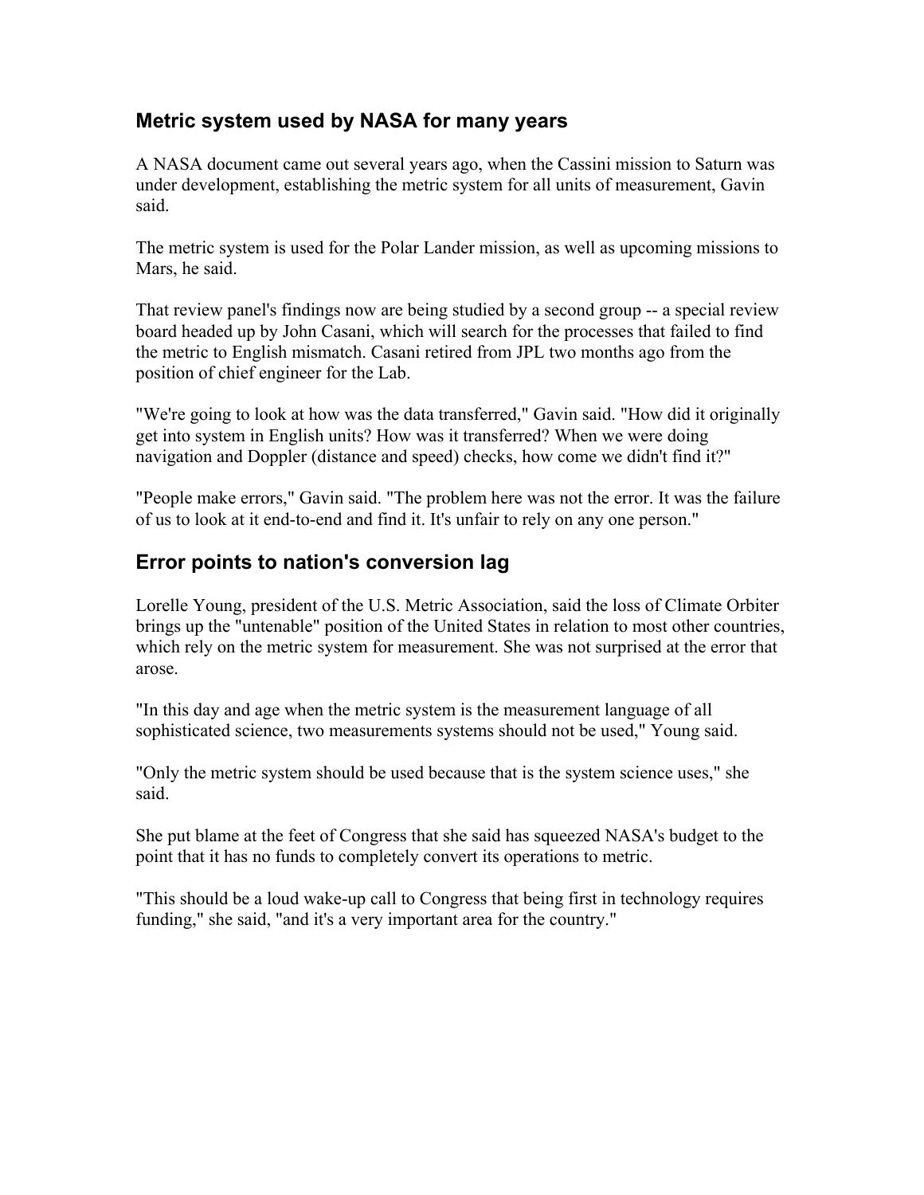## Metric system used by NASA for many years

A NASA document came out several years ago, when the Cassini mission to Saturn was under development, establishing the metric system for all units of measurement, Gavin said.

The metric system is used for the Polar Lander mission, as well as upcoming missions to Mars, he said.

That review panel's findings now are being studied by a second group -- a special review board headed up by John Casani, which will search for the processes that failed to find the metric to English mismatch. Casani retired from JPL two months ago from the position of chief engineer for the Lab.

"We're going to look at how was the data transferred," Gavin said. "How did it originally get into system in English units? How was it transferred? When we were doing navigation and Doppler (distance and speed) checks, how come we didn't find it?"

"People make errors," Gavin said. "The problem here was not the error. It was the failure of us to look at it end-to-end and find it. It's unfair to rely on any one person."

## Error points to nation's conversion lag

Lorelle Young, president of the U.S. Metric Association, said the loss of Climate Orbiter brings up the "untenable" position of the United States in relation to most other countries, which rely on the metric system for measurement. She was not surprised at the error that arose.

"In this day and age when the metric system is the measurement language of all sophisticated science, two measurements systems should not be used," Young said.

"Only the metric system should be used because that is the system science uses," she said.

She put blame at the feet of Congress that she said has squeezed NASA's budget to the point that it has no funds to completely convert its operations to metric.

"This should be a loud wake-up call to Congress that being first in technology requires funding," she said, "and it's a very important area for the country."